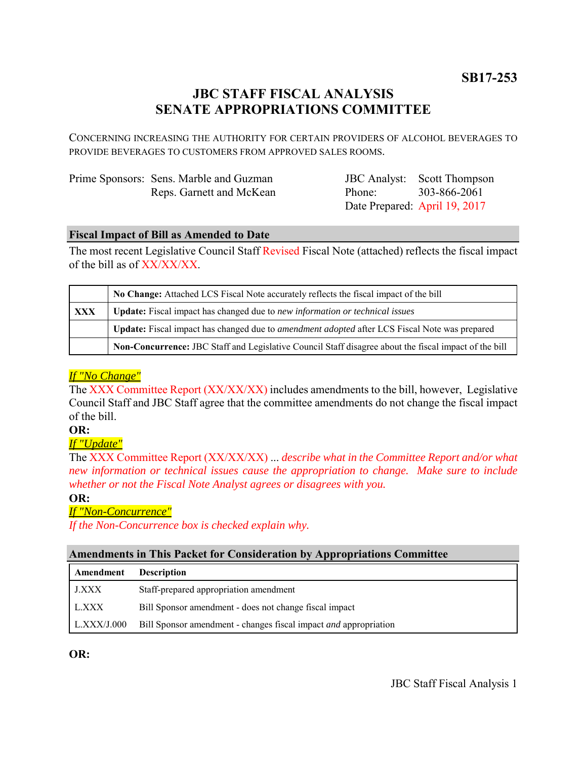**SB17-253**

# JBC STAFF FISCAL ANALYSIS
# SENATE APPROPRIATIONS COMMITTEE

CONCERNING INCREASING THE AUTHORITY FOR CERTAIN PROVIDERS OF ALCOHOL BEVERAGES TO PROVIDE BEVERAGES TO CUSTOMERS FROM APPROVED SALES ROOMS.

| | | | |
|---|---|---|---|
| Prime Sponsors: | Sens. Marble and Guzman | JBC Analyst: | Scott Thompson |
| | Reps. Garnett and McKean | Phone: | 303-866-2061 |
| | | Date Prepared: | April 19, 2017 |

## Fiscal Impact of Bill as Amended to Date

The most recent Legislative Council Staff Revised Fiscal Note (attached) reflects the fiscal impact of the bill as of XX/XX/XX.

| | |
|---|---|
| | **No Change:** Attached LCS Fiscal Note accurately reflects the fiscal impact of the bill |
| **XXX** | **Update:** Fiscal impact has changed due to *new information or technical issues* |
| | **Update:** Fiscal impact has changed due to *amendment adopted* after LCS Fiscal Note was prepared |
| | **Non-Concurrence:** JBC Staff and Legislative Council Staff disagree about the fiscal impact of the bill |

*If "No Change"*

The XXX Committee Report (XX/XX/XX) includes amendments to the bill, however, Legislative Council Staff and JBC Staff agree that the committee amendments do not change the fiscal impact of the bill.

**OR:**

*If "Update"*

The XXX Committee Report (XX/XX/XX) ... *describe what in the Committee Report and/or what new information or technical issues cause the appropriation to change. Make sure to include whether or not the Fiscal Note Analyst agrees or disagrees with you.*

**OR:**

*If "Non-Concurrence"*

*If the Non-Concurrence box is checked explain why.*

## Amendments in This Packet for Consideration by Appropriations Committee

| Amendment | Description |
|---|---|
| J.XXX | Staff-prepared appropriation amendment |
| L.XXX | Bill Sponsor amendment - does not change fiscal impact |
| L.XXX/J.000 | Bill Sponsor amendment - changes fiscal impact *and* appropriation |

**OR:**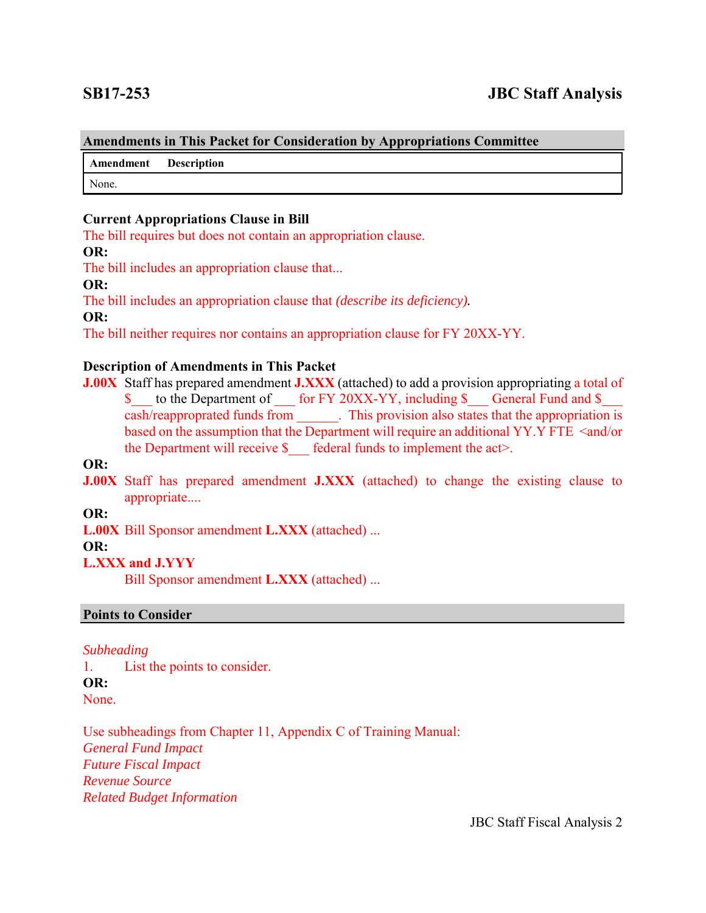**SB17-253** **JBC Staff Analysis**

## Amendments in This Packet for Consideration by Appropriations Committee

| Amendment | Description |
|---|---|
| None. | |

### Current Appropriations Clause in Bill

The bill requires but does not contain an appropriation clause.

**OR:**

The bill includes an appropriation clause that...

**OR:**

The bill includes an appropriation clause that *(describe its deficiency).*

**OR:**

The bill neither requires nor contains an appropriation clause for FY 20XX-YY.

### Description of Amendments in This Packet

**J.00X** Staff has prepared amendment **J.XXX** (attached) to add a provision appropriating a total of $___ to the Department of ___ for FY 20XX-YY, including $___ General Fund and $___ cash/reappropriated funds from ______. This provision also states that the appropriation is based on the assumption that the Department will require an additional YY.Y FTE <and/or the Department will receive $___ federal funds to implement the act>.

**OR:**

**J.00X** Staff has prepared amendment **J.XXX** (attached) to change the existing clause to appropriate....

**OR:**

**L.00X** Bill Sponsor amendment **L.XXX** (attached) ...

**OR:**

**L.XXX and J.YYY**
Bill Sponsor amendment **L.XXX** (attached) ...

## Points to Consider

*Subheading*

1. List the points to consider.

**OR:**

None.

Use subheadings from Chapter 11, Appendix C of Training Manual:
*General Fund Impact*
*Future Fiscal Impact*
*Revenue Source*
*Related Budget Information*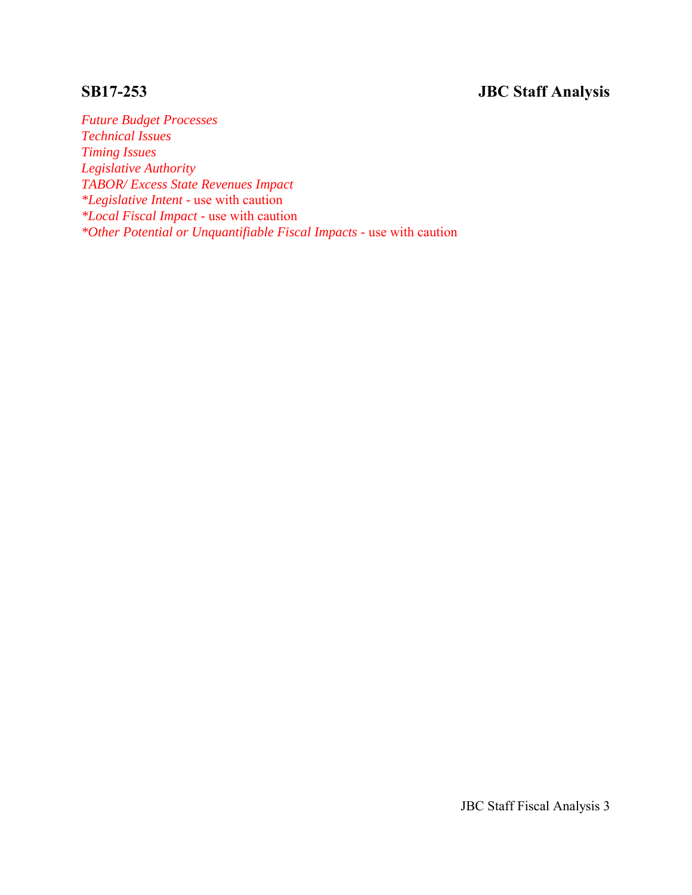**SB17-253** **JBC Staff Analysis**

*Future Budget Processes*
*Technical Issues*
*Timing Issues*
*Legislative Authority*
*TABOR/ Excess State Revenues Impact*
*\*Legislative Intent* - use with caution
*\*Local Fiscal Impact* - use with caution
*\*Other Potential or Unquantifiable Fiscal Impacts* - use with caution